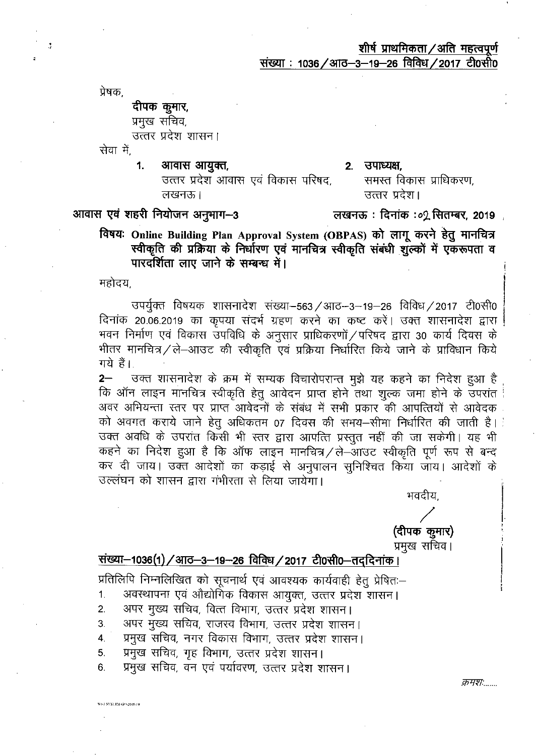**शीर्ष प्राथमिकता/अति महत्वपूर्ण**
**संख्या : 1036/आठ–3–19–26 विविध/2017 टी0सी0**

प्रेषक,

**दीपक कुमार,**
प्रमुख सचिव,
उत्तर प्रदेश शासन।

सेवा में,

1. **आवास आयुक्त,**
   उत्तर प्रदेश आवास एवं विकास परिषद,
   लखनऊ।

2. **उपाध्यक्ष,**
   समस्त विकास प्राधिकरण,
   उत्तर प्रदेश।

**आवास एवं शहरी नियोजन अनुभाग–3** **लखनऊ : दिनांक : 02 सितम्बर, 2019**

**विषयः Online Building Plan Approval System (OBPAS) को लागू करने हेतु मानचित्र स्वीकृति की प्रक्रिया के निर्धारण एवं मानचित्र स्वीकृति संबंधी शुल्कों में एकरूपता व पारदर्शिता लाए जाने के सम्बन्ध में।**

महोदय,

उपर्युक्त विषयक शासनादेश संख्या–563/आठ–3–19–26 विविध/2017 टी0सी0 दिनांक 20.06.2019 का कृपया संदर्भ ग्रहण करने का कष्ट करें। उक्त शासनादेश द्वारा भवन निर्माण एवं विकास उपविधि के अनुसार प्राधिकरणों/परिषद द्वारा 30 कार्य दिवस के भीतर मानचित्र/ले–आउट की स्वीकृति एवं प्रक्रिया निर्धारित किये जाने के प्राविधान किये गये हैं।

2– उक्त शासनादेश के क्रम में सम्यक विचारोपरान्त मुझे यह कहने का निदेश हुआ है कि ऑन लाइन मानचित्र स्वीकृति हेतु आवेदन प्राप्त होने तथा शुल्क जमा होने के उपरांत अवर अभियन्ता स्तर पर प्राप्त आवेदनों के संबंध में सभी प्रकार की आपत्तियों से आवेदक को अवगत कराये जाने हेतु अधिकतम 07 दिवस की समय–सीमा निर्धारित की जाती है। उक्त अवधि के उपरांत किसी भी स्तर द्वारा आपत्ति प्रस्तुत नहीं की जा सकेगी। यह भी कहने का निदेश हुआ है कि ऑफ लाइन मानचित्र/ले–आउट स्वीकृति पूर्ण रूप से बन्द कर दी जाय। उक्त आदेशों का कड़ाई से अनुपालन सुनिश्चित किया जाय। आदेशों के उल्लंघन को शासन द्वारा गंभीरता से लिया जायेगा।

भवदीय,

**(दीपक कुमार)**
प्रमुख सचिव।

**संख्या–1036(1)/आठ–3–19–26 विविध/2017 टी0सी0–तद्दिनांक।**

प्रतिलिपि निम्नलिखित को सूचनार्थ एवं आवश्यक कार्यवाही हेतु प्रेषितः–

1. अवस्थापना एवं औद्योगिक विकास आयुक्त, उत्तर प्रदेश शासन।
2. अपर मुख्य सचिव, वित्त विभाग, उत्तर प्रदेश शासन।
3. अपर मुख्य सचिव, राजस्व विभाग, उत्तर प्रदेश शासन।
4. प्रमुख सचिव, नगर विकास विभाग, उत्तर प्रदेश शासन।
5. प्रमुख सचिव, गृह विभाग, उत्तर प्रदेश शासन।
6. प्रमुख सचिव, वन एवं पर्यावरण, उत्तर प्रदेश शासन।

क्रमशः.......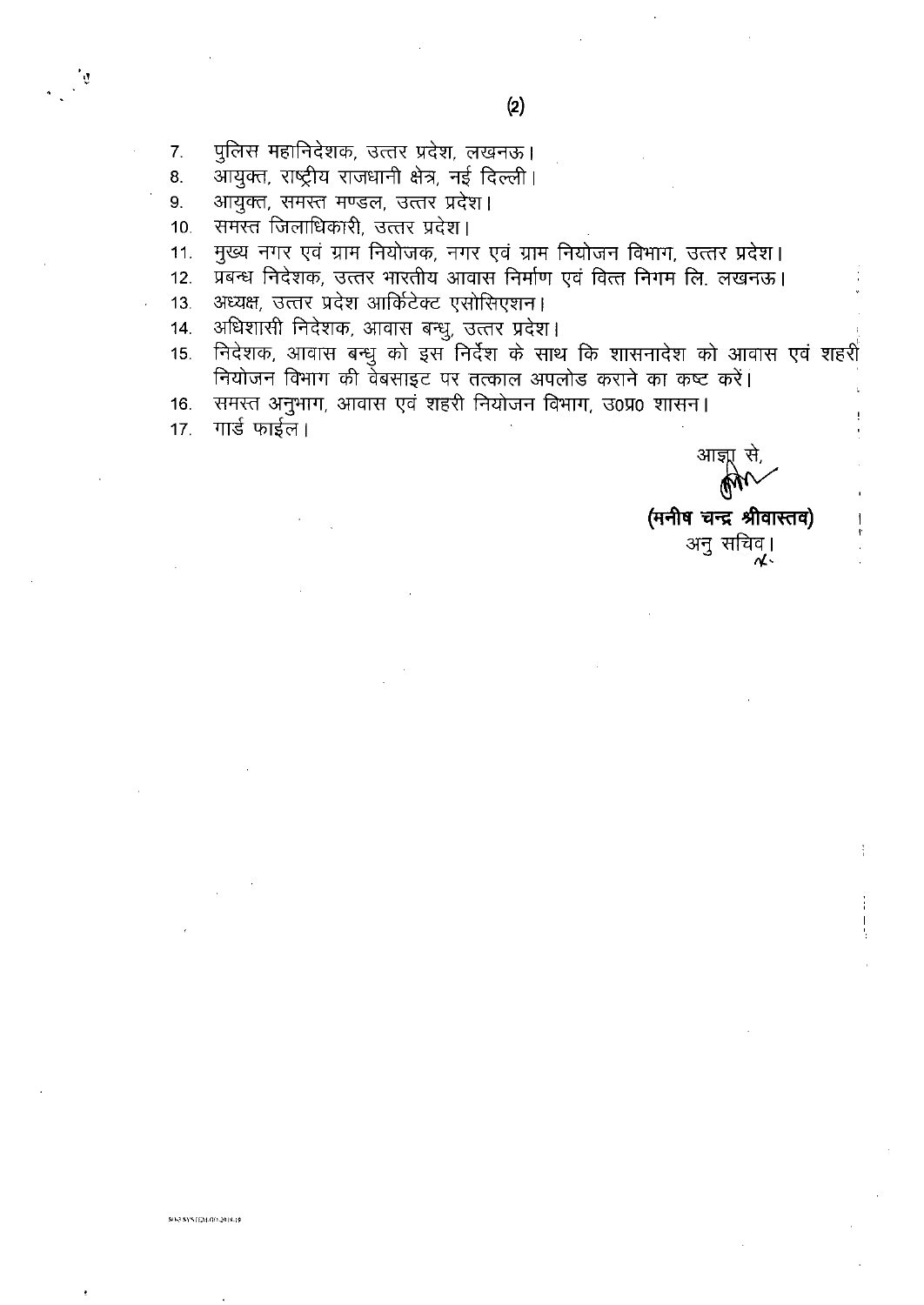7. पुलिस महानिदेशक, उत्तर प्रदेश, लखनऊ।
8. आयुक्त, राष्ट्रीय राजधानी क्षेत्र, नई दिल्ली।
9. आयुक्त, समस्त मण्डल, उत्तर प्रदेश।
10. समस्त जिलाधिकारी, उत्तर प्रदेश।
11. मुख्य नगर एवं ग्राम नियोजक, नगर एवं ग्राम नियोजन विभाग, उत्तर प्रदेश।
12. प्रबन्ध निदेशक, उत्तर भारतीय आवास निर्माण एवं वित्त निगम लि. लखनऊ।
13. अध्यक्ष, उत्तर प्रदेश आर्किटेक्ट एसोसिएशन।
14. अधिशासी निदेशक, आवास बन्धु, उत्तर प्रदेश।
15. निदेशक, आवास बन्धु को इस निर्देश के साथ कि शासनादेश को आवास एवं शहरी नियोजन विभाग की वेबसाइट पर तत्काल अपलोड कराने का कष्ट करें।
16. समस्त अनुभाग, आवास एवं शहरी नियोजन विभाग, उ0प्र0 शासन।
17. गार्ड फाईल।

आज्ञा से,

**(मनीष चन्द्र श्रीवास्तव)**
अनु सचिव।